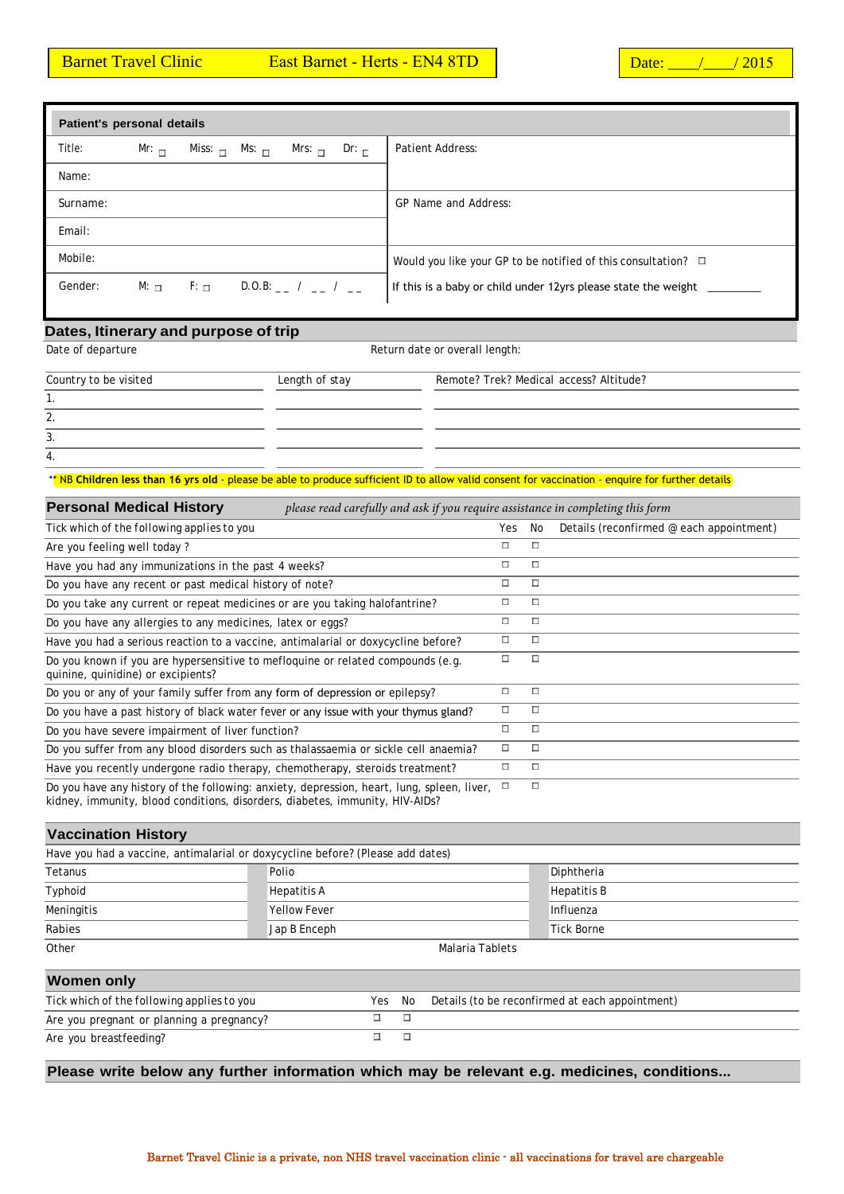Barnet Travel Clinic East Barnet - Herts - EN4 8TD

Date: ____/____/ 2015

| **Patient's personal details** | |
|---|---|
| Title: Mr: ☐ Miss: ☐ Ms: ☐ Mrs: ☐ Dr: ☐ | Patient Address: |
| Name: | |
| Surname: | GP Name and Address: |
| Email: | |
| Mobile: | Would you like your GP to be notified of this consultation? ☐ |
| Gender: M: ☐ F: ☐ D.O.B: __ / __ / __ | If this is a baby or child under 12yrs please state the weight ________ |

## Dates, Itinerary and purpose of trip

Date of departure Return date or overall length:

| Country to be visited | Length of stay | Remote? Trek? Medical access? Altitude? |
|---|---|---|
| 1. | | |
| 2. | | |
| 3. | | |
| 4. | | |

** NB **Children less than 16 yrs old** - please be able to produce sufficient ID to allow valid consent for vaccination - enquire for further details

## Personal Medical History

*please read carefully and ask if you require assistance in completing this form*

| Tick which of the following applies to you | Yes | No | Details (reconfirmed @ each appointment) |
|---|---|---|---|
| Are you feeling well today ? | ☐ | ☐ | |
| Have you had any immunizations in the past 4 weeks? | ☐ | ☐ | |
| Do you have any recent or past medical history of note? | ☐ | ☐ | |
| Do you take any current or repeat medicines or are you taking halofantrine? | ☐ | ☐ | |
| Do you have any allergies to any medicines, latex or eggs? | ☐ | ☐ | |
| Have you had a serious reaction to a vaccine, antimalarial or doxycycline before? | ☐ | ☐ | |
| Do you known if you are hypersensitive to mefloquine or related compounds (e.g. quinine, quinidine) or excipients? | ☐ | ☐ | |
| Do you or any of your family suffer from any form of depression or epilepsy? | ☐ | ☐ | |
| Do you have a past history of black water fever or any issue with your thymus gland? | ☐ | ☐ | |
| Do you have severe impairment of liver function? | ☐ | ☐ | |
| Do you suffer from any blood disorders such as thalassaemia or sickle cell anaemia? | ☐ | ☐ | |
| Have you recently undergone radio therapy, chemotherapy, steroids treatment? | ☐ | ☐ | |
| Do you have any history of the following: anxiety, depression, heart, lung, spleen, liver, kidney, immunity, blood conditions, disorders, diabetes, immunity, HIV-AIDs? | ☐ | ☐ | |

## Vaccination History

Have you had a vaccine, antimalarial or doxycycline before? (Please add dates)

| | | |
|---|---|---|
| Tetanus | Polio | Diphtheria |
| Typhoid | Hepatitis A | Hepatitis B |
| Meningitis | Yellow Fever | Influenza |
| Rabies | Jap B Enceph | Tick Borne |
| Other | Malaria Tablets | |

## Women only

| Tick which of the following applies to you | Yes | No | Details (to be reconfirmed at each appointment) |
|---|---|---|---|
| Are you pregnant or planning a pregnancy? | ☐ | ☐ | |
| Are you breastfeeding? | ☐ | ☐ | |

## Please write below any further information which may be relevant e.g. medicines, conditions...

Barnet Travel Clinic is a private, non NHS travel vaccination clinic - all vaccinations for travel are chargeable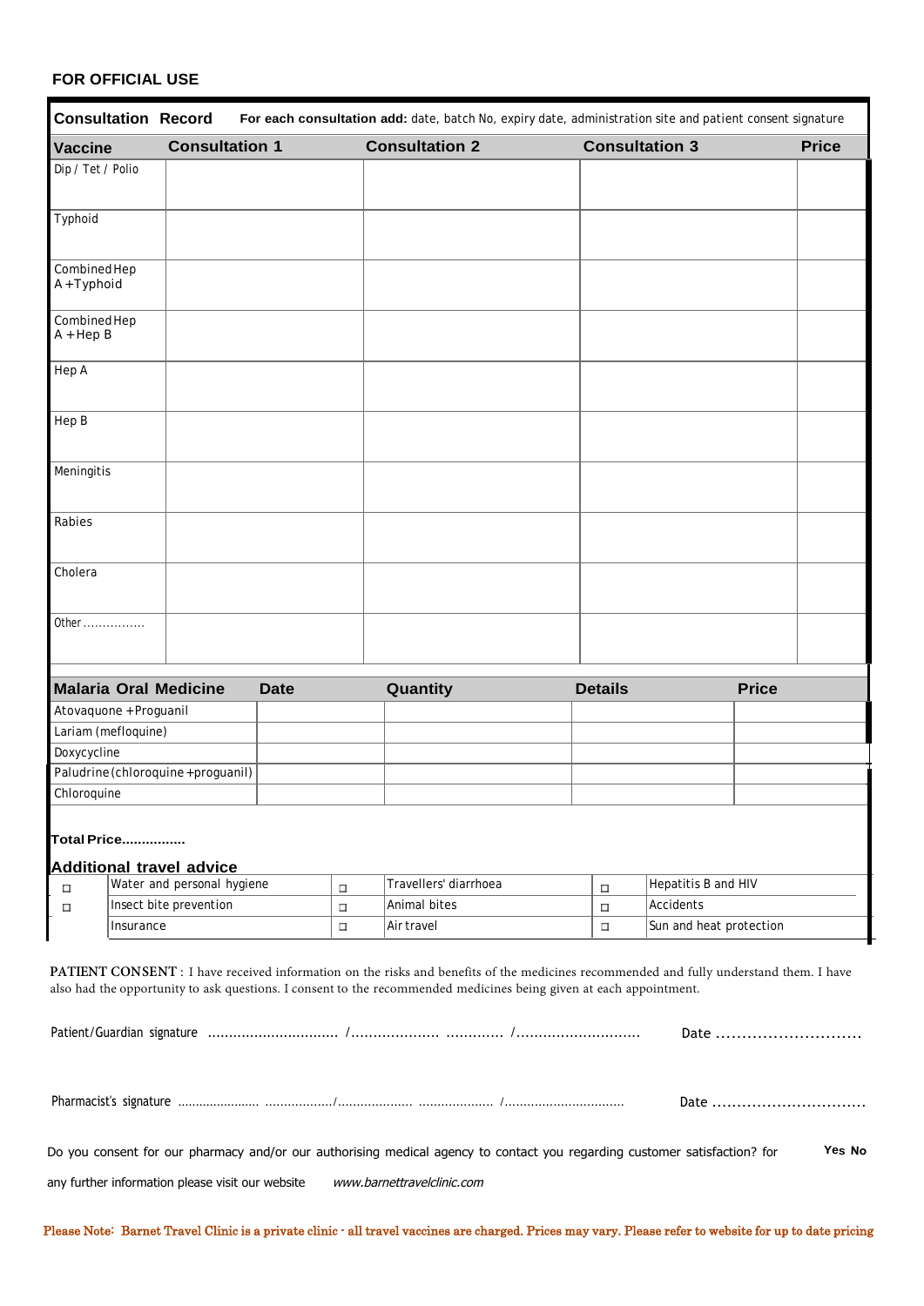**FOR OFFICIAL USE**

**Consultation Record** **For each consultation add:** date, batch No, expiry date, administration site and patient consent signature

| Vaccine | Consultation 1 | Consultation 2 | Consultation 3 | Price |
|---|---|---|---|---|
| Dip / Tet / Polio | | | | |
| Typhoid | | | | |
| Combined Hep A + Typhoid | | | | |
| Combined Hep A + Hep B | | | | |
| Hep A | | | | |
| Hep B | | | | |
| Meningitis | | | | |
| Rabies | | | | |
| Cholera | | | | |
| Other ................ | | | | |

| Malaria Oral Medicine | Date | Quantity | Details | Price |
|---|---|---|---|---|
| Atovaquone + Proguanil | | | | |
| Lariam (mefloquine) | | | | |
| Doxycycline | | | | |
| Paludrine (chloroquine + proguanil) | | | | |
| Chloroquine | | | | |

**Total Price................**

**Additional travel advice**

| | | | | | |
|---|---|---|---|---|---|
| ☐ | Water and personal hygiene | ☐ | Travellers' diarrhoea | ☐ | Hepatitis B and HIV |
| ☐ | Insect bite prevention | ☐ | Animal bites | ☐ | Accidents |
| | Insurance | ☐ | Air travel | ☐ | Sun and heat protection |

**PATIENT CONSENT** : I have received information on the risks and benefits of the medicines recommended and fully understand them. I have also had the opportunity to ask questions. I consent to the recommended medicines being given at each appointment.

Patient/Guardian signature .............................. /.................... ............. /............................ Date ............................

Pharmacist's signature ...................... ................../.................... .................... /................................ Date ..............................

Do you consent for our pharmacy and/or our authorising medical agency to contact you regarding customer satisfaction? for any further information please visit our website *www.barnettravelclinic.com* **Yes No**

Please Note: Barnet Travel Clinic is a private clinic - all travel vaccines are charged. Prices may vary. Please refer to website for up to date pricing